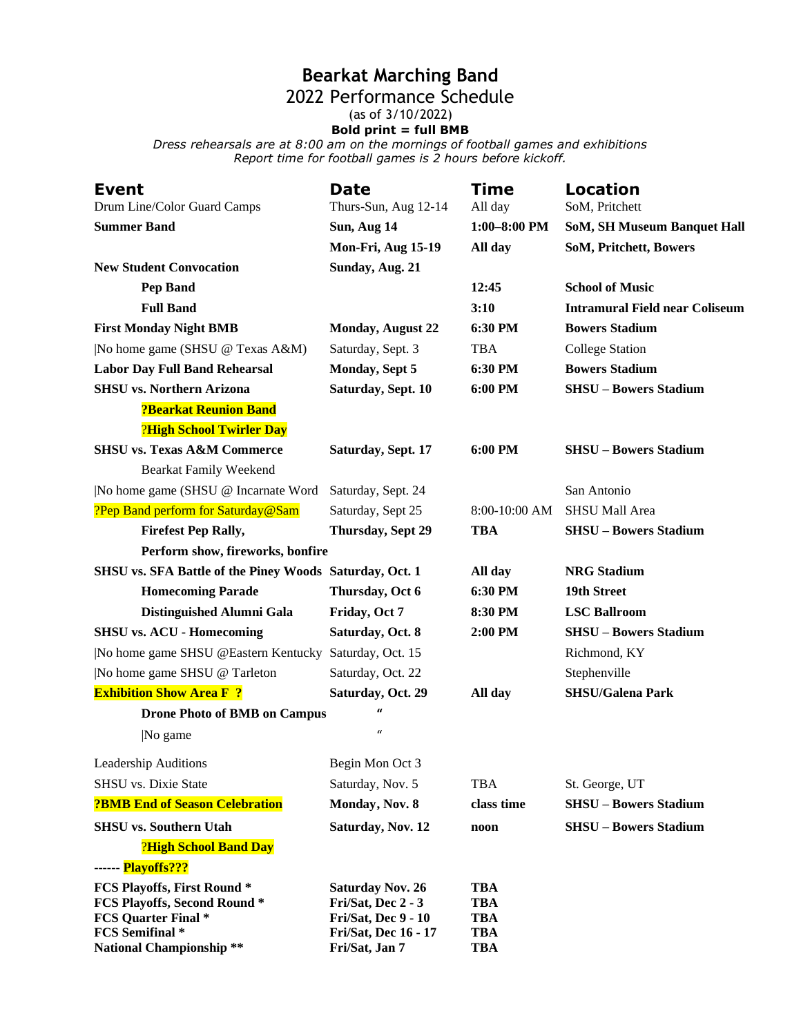# Bearkat Marching Band

## 2022 Performance Schedule

(as of 3/10/2022)

**Bold print = full BMB**

*Dress rehearsals are at 8:00 am on the mornings of football games and exhibitions*
*Report time for football games is 2 hours before kickoff.*

| Event | Date | Time | Location |
|---|---|---|---|
| Drum Line/Color Guard Camps | Thurs-Sun, Aug 12-14 | All day | SoM, Pritchett |
| **Summer Band** | **Sun, Aug 14** | **1:00–8:00 PM** | **SoM, SH Museum Banquet Hall** |
| | **Mon-Fri, Aug 15-19** | **All day** | **SoM, Pritchett, Bowers** |
| **New Student Convocation** | **Sunday, Aug. 21** | | |
| **Pep Band** | | **12:45** | **School of Music** |
| **Full Band** | | **3:10** | **Intramural Field near Coliseum** |
| **First Monday Night BMB** | **Monday, August 22** | **6:30 PM** | **Bowers Stadium** |
| \|No home game (SHSU @ Texas A&M) | Saturday, Sept. 3 | TBA | College Station |
| **Labor Day Full Band Rehearsal** | **Monday, Sept 5** | **6:30 PM** | **Bowers Stadium** |
| **SHSU vs. Northern Arizona** | **Saturday, Sept. 10** | **6:00 PM** | **SHSU – Bowers Stadium** |
| **?Bearkat Reunion Band** | | | |
| **?High School Twirler Day** | | | |
| **SHSU vs. Texas A&M Commerce** | **Saturday, Sept. 17** | **6:00 PM** | **SHSU – Bowers Stadium** |
| Bearkat Family Weekend | | | |
| \|No home game (SHSU @ Incarnate Word | Saturday, Sept. 24 | | San Antonio |
| ?Pep Band perform for Saturday@Sam | Saturday, Sept 25 | 8:00-10:00 AM | SHSU Mall Area |
| **Firefest Pep Rally,** | **Thursday, Sept 29** | **TBA** | **SHSU – Bowers Stadium** |
| **Perform show, fireworks, bonfire** | | | |
| **SHSU vs. SFA Battle of the Piney Woods** | **Saturday, Oct. 1** | **All day** | **NRG Stadium** |
| **Homecoming Parade** | **Thursday, Oct 6** | **6:30 PM** | **19th Street** |
| **Distinguished Alumni Gala** | **Friday, Oct 7** | **8:30 PM** | **LSC Ballroom** |
| **SHSU vs. ACU - Homecoming** | **Saturday, Oct. 8** | **2:00 PM** | **SHSU – Bowers Stadium** |
| \|No home game SHSU @Eastern Kentucky | Saturday, Oct. 15 | | Richmond, KY |
| \|No home game SHSU @ Tarleton | Saturday, Oct. 22 | | Stephenville |
| **Exhibition Show Area F ?** | **Saturday, Oct. 29** | **All day** | **SHSU/Galena Park** |
| **Drone Photo of BMB on Campus** | " | | |
| \|No game | " | | |
| Leadership Auditions | Begin Mon Oct 3 | | |
| SHSU vs. Dixie State | Saturday, Nov. 5 | TBA | St. George, UT |
| **?BMB End of Season Celebration** | **Monday, Nov. 8** | **class time** | **SHSU – Bowers Stadium** |
| **SHSU vs. Southern Utah** | **Saturday, Nov. 12** | **noon** | **SHSU – Bowers Stadium** |
| **?High School Band Day** | | | |
| ------ **Playoffs???** | | | |
| **FCS Playoffs, First Round \*** | **Saturday Nov. 26** | **TBA** | |
| **FCS Playoffs, Second Round \*** | **Fri/Sat, Dec 2 - 3** | **TBA** | |
| **FCS Quarter Final \*** | **Fri/Sat, Dec 9 - 10** | **TBA** | |
| **FCS Semifinal \*** | **Fri/Sat, Dec 16 - 17** | **TBA** | |
| **National Championship \*\*** | **Fri/Sat, Jan 7** | **TBA** | |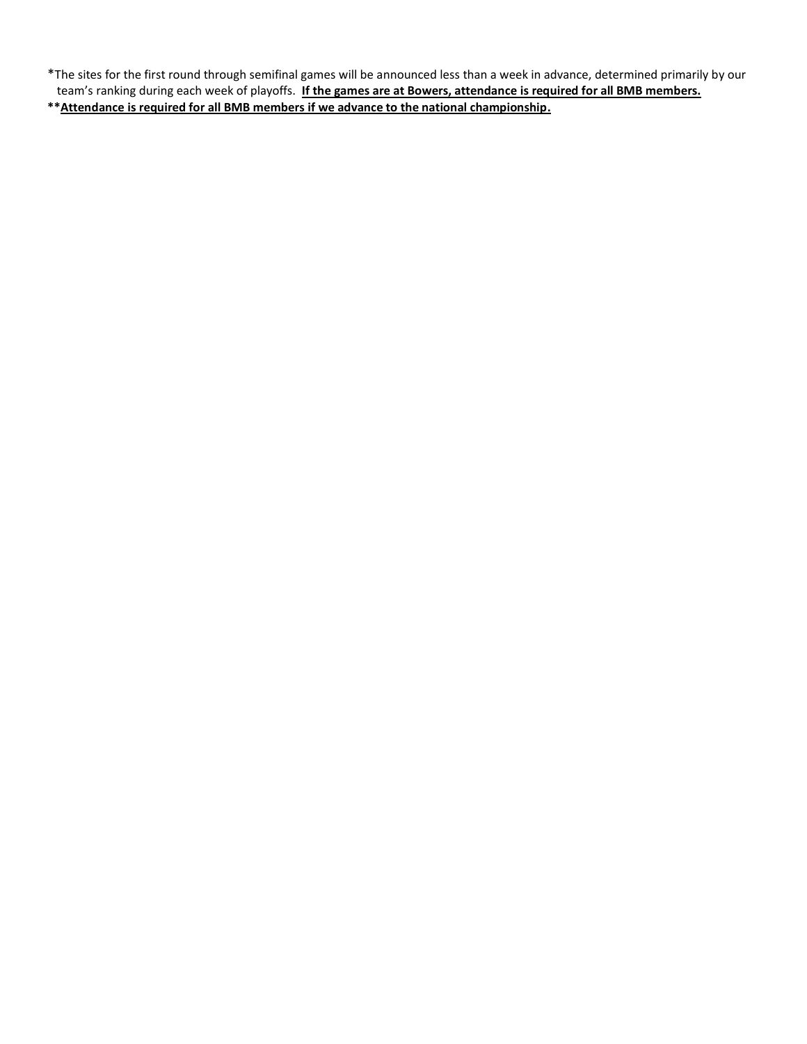*The sites for the first round through semifinal games will be announced less than a week in advance, determined primarily by our team's ranking during each week of playoffs. <u>**If the games are at Bowers, attendance is required for all BMB members.**</u>

**<u>**Attendance is required for all BMB members if we advance to the national championship.**</u>